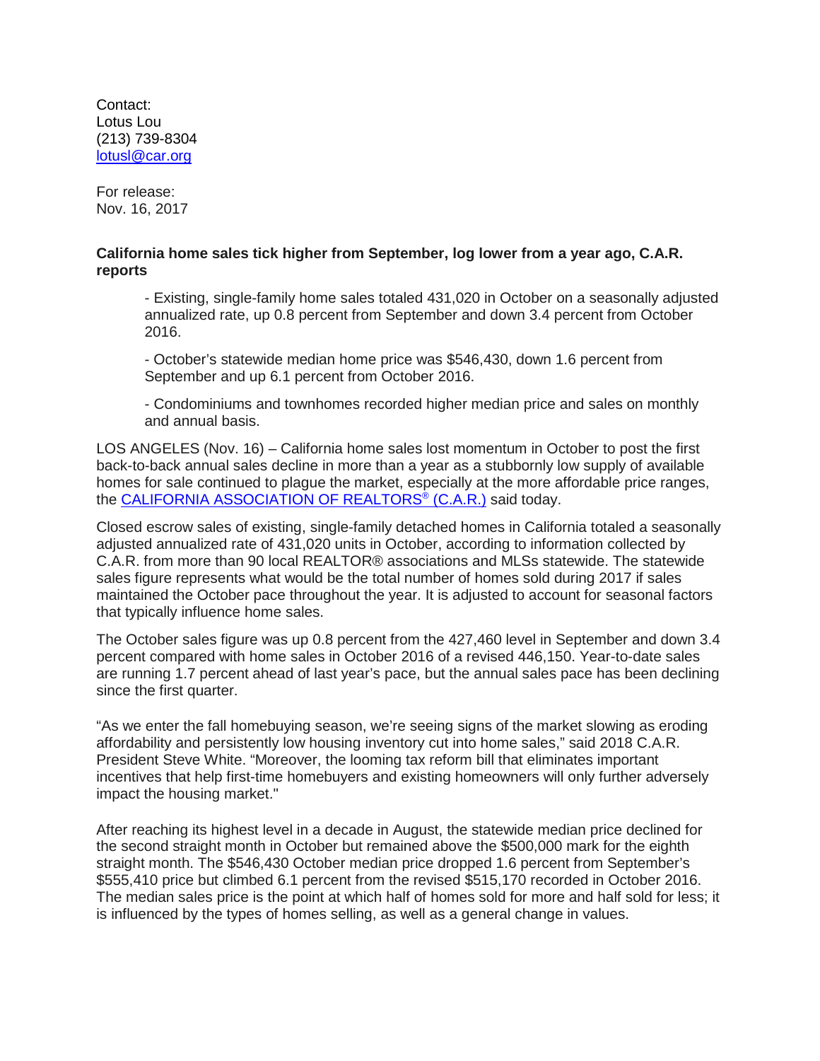Contact:
Lotus Lou
(213) 739-8304
lotusl@car.org

For release:
Nov. 16, 2017

**California home sales tick higher from September, log lower from a year ago, C.A.R. reports**

- Existing, single-family home sales totaled 431,020 in October on a seasonally adjusted annualized rate, up 0.8 percent from September and down 3.4 percent from October 2016.
- October's statewide median home price was $546,430, down 1.6 percent from September and up 6.1 percent from October 2016.
- Condominiums and townhomes recorded higher median price and sales on monthly and annual basis.

LOS ANGELES (Nov. 16) – California home sales lost momentum in October to post the first back-to-back annual sales decline in more than a year as a stubbornly low supply of available homes for sale continued to plague the market, especially at the more affordable price ranges, the CALIFORNIA ASSOCIATION OF REALTORS® (C.A.R.) said today.

Closed escrow sales of existing, single-family detached homes in California totaled a seasonally adjusted annualized rate of 431,020 units in October, according to information collected by C.A.R. from more than 90 local REALTOR® associations and MLSs statewide. The statewide sales figure represents what would be the total number of homes sold during 2017 if sales maintained the October pace throughout the year. It is adjusted to account for seasonal factors that typically influence home sales.

The October sales figure was up 0.8 percent from the 427,460 level in September and down 3.4 percent compared with home sales in October 2016 of a revised 446,150. Year-to-date sales are running 1.7 percent ahead of last year's pace, but the annual sales pace has been declining since the first quarter.

"As we enter the fall homebuying season, we're seeing signs of the market slowing as eroding affordability and persistently low housing inventory cut into home sales," said 2018 C.A.R. President Steve White. "Moreover, the looming tax reform bill that eliminates important incentives that help first-time homebuyers and existing homeowners will only further adversely impact the housing market."

After reaching its highest level in a decade in August, the statewide median price declined for the second straight month in October but remained above the $500,000 mark for the eighth straight month. The $546,430 October median price dropped 1.6 percent from September's $555,410 price but climbed 6.1 percent from the revised $515,170 recorded in October 2016. The median sales price is the point at which half of homes sold for more and half sold for less; it is influenced by the types of homes selling, as well as a general change in values.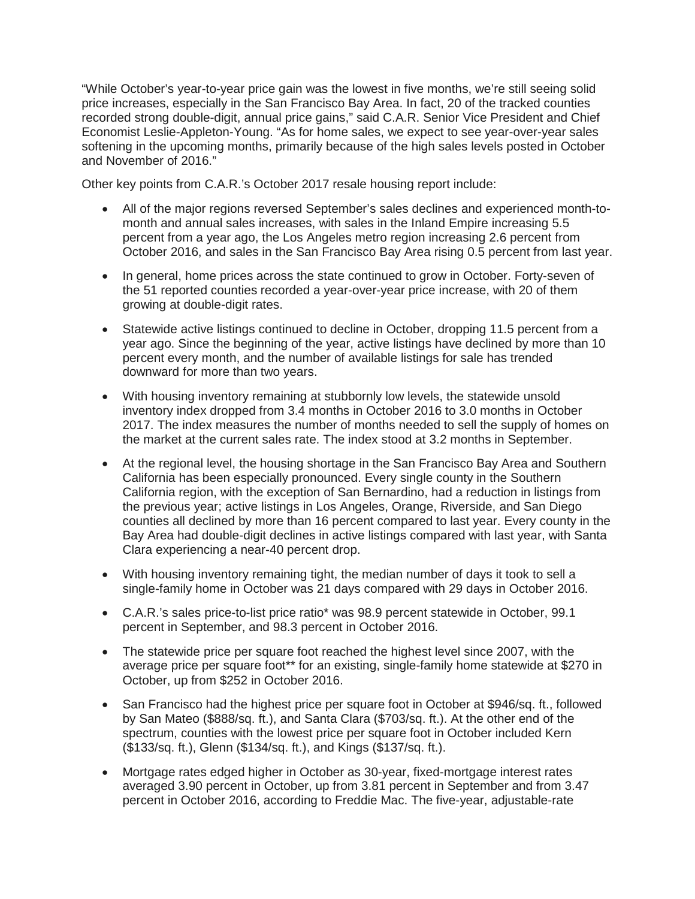"While October's year-to-year price gain was the lowest in five months, we're still seeing solid price increases, especially in the San Francisco Bay Area. In fact, 20 of the tracked counties recorded strong double-digit, annual price gains," said C.A.R. Senior Vice President and Chief Economist Leslie-Appleton-Young. "As for home sales, we expect to see year-over-year sales softening in the upcoming months, primarily because of the high sales levels posted in October and November of 2016."

Other key points from C.A.R.'s October 2017 resale housing report include:

- All of the major regions reversed September's sales declines and experienced month-to-month and annual sales increases, with sales in the Inland Empire increasing 5.5 percent from a year ago, the Los Angeles metro region increasing 2.6 percent from October 2016, and sales in the San Francisco Bay Area rising 0.5 percent from last year.
- In general, home prices across the state continued to grow in October. Forty-seven of the 51 reported counties recorded a year-over-year price increase, with 20 of them growing at double-digit rates.
- Statewide active listings continued to decline in October, dropping 11.5 percent from a year ago. Since the beginning of the year, active listings have declined by more than 10 percent every month, and the number of available listings for sale has trended downward for more than two years.
- With housing inventory remaining at stubbornly low levels, the statewide unsold inventory index dropped from 3.4 months in October 2016 to 3.0 months in October 2017. The index measures the number of months needed to sell the supply of homes on the market at the current sales rate. The index stood at 3.2 months in September.
- At the regional level, the housing shortage in the San Francisco Bay Area and Southern California has been especially pronounced. Every single county in the Southern California region, with the exception of San Bernardino, had a reduction in listings from the previous year; active listings in Los Angeles, Orange, Riverside, and San Diego counties all declined by more than 16 percent compared to last year. Every county in the Bay Area had double-digit declines in active listings compared with last year, with Santa Clara experiencing a near-40 percent drop.
- With housing inventory remaining tight, the median number of days it took to sell a single-family home in October was 21 days compared with 29 days in October 2016.
- C.A.R.'s sales price-to-list price ratio* was 98.9 percent statewide in October, 99.1 percent in September, and 98.3 percent in October 2016.
- The statewide price per square foot reached the highest level since 2007, with the average price per square foot** for an existing, single-family home statewide at $270 in October, up from $252 in October 2016.
- San Francisco had the highest price per square foot in October at $946/sq. ft., followed by San Mateo ($888/sq. ft.), and Santa Clara ($703/sq. ft.). At the other end of the spectrum, counties with the lowest price per square foot in October included Kern ($133/sq. ft.), Glenn ($134/sq. ft.), and Kings ($137/sq. ft.).
- Mortgage rates edged higher in October as 30-year, fixed-mortgage interest rates averaged 3.90 percent in October, up from 3.81 percent in September and from 3.47 percent in October 2016, according to Freddie Mac. The five-year, adjustable-rate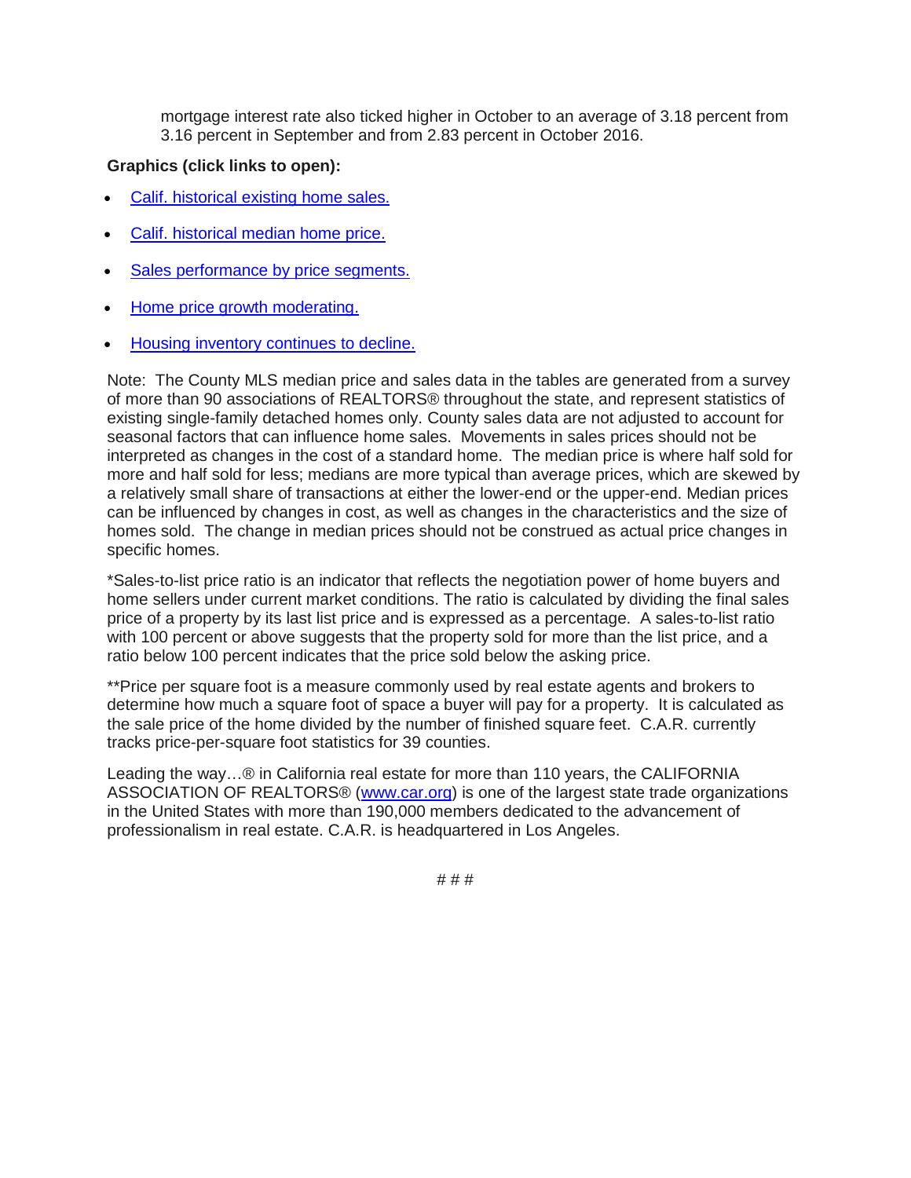mortgage interest rate also ticked higher in October to an average of 3.18 percent from 3.16 percent in September and from 2.83 percent in October 2016.

**Graphics (click links to open):**

- Calif. historical existing home sales.
- Calif. historical median home price.
- Sales performance by price segments.
- Home price growth moderating.
- Housing inventory continues to decline.

Note: The County MLS median price and sales data in the tables are generated from a survey of more than 90 associations of REALTORS® throughout the state, and represent statistics of existing single-family detached homes only. County sales data are not adjusted to account for seasonal factors that can influence home sales. Movements in sales prices should not be interpreted as changes in the cost of a standard home. The median price is where half sold for more and half sold for less; medians are more typical than average prices, which are skewed by a relatively small share of transactions at either the lower-end or the upper-end. Median prices can be influenced by changes in cost, as well as changes in the characteristics and the size of homes sold. The change in median prices should not be construed as actual price changes in specific homes.

*Sales-to-list price ratio is an indicator that reflects the negotiation power of home buyers and home sellers under current market conditions. The ratio is calculated by dividing the final sales price of a property by its last list price and is expressed as a percentage. A sales-to-list ratio with 100 percent or above suggests that the property sold for more than the list price, and a ratio below 100 percent indicates that the price sold below the asking price.

**Price per square foot is a measure commonly used by real estate agents and brokers to determine how much a square foot of space a buyer will pay for a property. It is calculated as the sale price of the home divided by the number of finished square feet. C.A.R. currently tracks price-per-square foot statistics for 39 counties.

Leading the way…® in California real estate for more than 110 years, the CALIFORNIA ASSOCIATION OF REALTORS® (www.car.org) is one of the largest state trade organizations in the United States with more than 190,000 members dedicated to the advancement of professionalism in real estate. C.A.R. is headquartered in Los Angeles.

# # #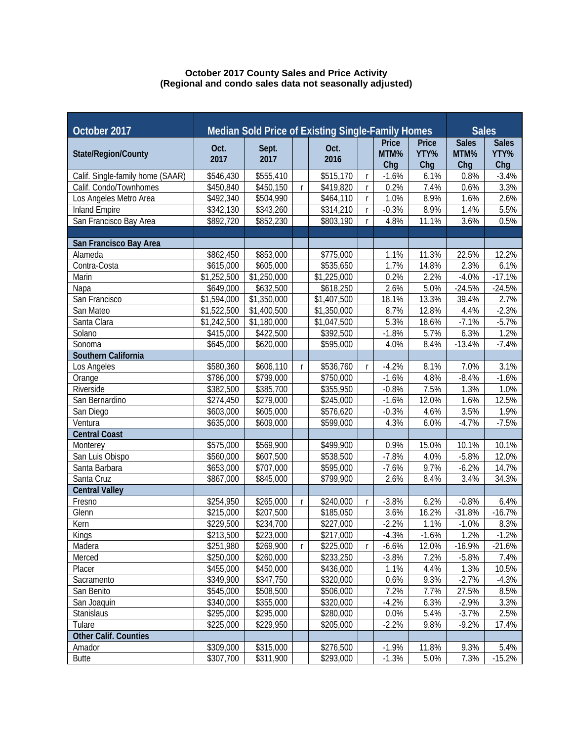**October 2017 County Sales and Price Activity**
**(Regional and condo sales data not seasonally adjusted)**

| October 2017 | Median Sold Price of Existing Single-Family Homes | | | | | | | Sales | |
|---|---|---|---|---|---|---|---|---|---|
| State/Region/County | Oct. 2017 | Sept. 2017 | | Oct. 2016 | | Price MTM% Chg | Price YTY% Chg | Sales MTM% Chg | Sales YTY% Chg |
| Calif. Single-family home (SAAR) | $546,430 | $555,410 | | $515,170 | r | -1.6% | 6.1% | 0.8% | -3.4% |
| Calif. Condo/Townhomes | $450,840 | $450,150 | r | $419,820 | r | 0.2% | 7.4% | 0.6% | 3.3% |
| Los Angeles Metro Area | $492,340 | $504,990 | | $464,110 | r | 1.0% | 8.9% | 1.6% | 2.6% |
| Inland Empire | $342,130 | $343,260 | | $314,210 | r | -0.3% | 8.9% | 1.4% | 5.5% |
| San Francisco Bay Area | $892,720 | $852,230 | | $803,190 | r | 4.8% | 11.1% | 3.6% | 0.5% |
| | | | | | | | | | |
| **San Francisco Bay Area** | | | | | | | | | |
| Alameda | $862,450 | $853,000 | | $775,000 | | 1.1% | 11.3% | 22.5% | 12.2% |
| Contra-Costa | $615,000 | $605,000 | | $535,650 | | 1.7% | 14.8% | 2.3% | 6.1% |
| Marin | $1,252,500 | $1,250,000 | | $1,225,000 | | 0.2% | 2.2% | -4.0% | -17.1% |
| Napa | $649,000 | $632,500 | | $618,250 | | 2.6% | 5.0% | -24.5% | -24.5% |
| San Francisco | $1,594,000 | $1,350,000 | | $1,407,500 | | 18.1% | 13.3% | 39.4% | 2.7% |
| San Mateo | $1,522,500 | $1,400,500 | | $1,350,000 | | 8.7% | 12.8% | 4.4% | -2.3% |
| Santa Clara | $1,242,500 | $1,180,000 | | $1,047,500 | | 5.3% | 18.6% | -7.1% | -5.7% |
| Solano | $415,000 | $422,500 | | $392,500 | | -1.8% | 5.7% | 6.3% | 1.2% |
| Sonoma | $645,000 | $620,000 | | $595,000 | | 4.0% | 8.4% | -13.4% | -7.4% |
| **Southern California** | | | | | | | | | |
| Los Angeles | $580,360 | $606,110 | r | $536,760 | r | -4.2% | 8.1% | 7.0% | 3.1% |
| Orange | $786,000 | $799,000 | | $750,000 | | -1.6% | 4.8% | -8.4% | -1.6% |
| Riverside | $382,500 | $385,700 | | $355,950 | | -0.8% | 7.5% | 1.3% | 1.0% |
| San Bernardino | $274,450 | $279,000 | | $245,000 | | -1.6% | 12.0% | 1.6% | 12.5% |
| San Diego | $603,000 | $605,000 | | $576,620 | | -0.3% | 4.6% | 3.5% | 1.9% |
| Ventura | $635,000 | $609,000 | | $599,000 | | 4.3% | 6.0% | -4.7% | -7.5% |
| **Central Coast** | | | | | | | | | |
| Monterey | $575,000 | $569,900 | | $499,900 | | 0.9% | 15.0% | 10.1% | 10.1% |
| San Luis Obispo | $560,000 | $607,500 | | $538,500 | | -7.8% | 4.0% | -5.8% | 12.0% |
| Santa Barbara | $653,000 | $707,000 | | $595,000 | | -7.6% | 9.7% | -6.2% | 14.7% |
| Santa Cruz | $867,000 | $845,000 | | $799,900 | | 2.6% | 8.4% | 3.4% | 34.3% |
| **Central Valley** | | | | | | | | | |
| Fresno | $254,950 | $265,000 | r | $240,000 | r | -3.8% | 6.2% | -0.8% | 6.4% |
| Glenn | $215,000 | $207,500 | | $185,050 | | 3.6% | 16.2% | -31.8% | -16.7% |
| Kern | $229,500 | $234,700 | | $227,000 | | -2.2% | 1.1% | -1.0% | 8.3% |
| Kings | $213,500 | $223,000 | | $217,000 | | -4.3% | -1.6% | 1.2% | -1.2% |
| Madera | $251,980 | $269,900 | r | $225,000 | r | -6.6% | 12.0% | -16.9% | -21.6% |
| Merced | $250,000 | $260,000 | | $233,250 | | -3.8% | 7.2% | -5.8% | 7.4% |
| Placer | $455,000 | $450,000 | | $436,000 | | 1.1% | 4.4% | 1.3% | 10.5% |
| Sacramento | $349,900 | $347,750 | | $320,000 | | 0.6% | 9.3% | -2.7% | -4.3% |
| San Benito | $545,000 | $508,500 | | $506,000 | | 7.2% | 7.7% | 27.5% | 8.5% |
| San Joaquin | $340,000 | $355,000 | | $320,000 | | -4.2% | 6.3% | -2.9% | 3.3% |
| Stanislaus | $295,000 | $295,000 | | $280,000 | | 0.0% | 5.4% | -3.7% | 2.5% |
| Tulare | $225,000 | $229,950 | | $205,000 | | -2.2% | 9.8% | -9.2% | 17.4% |
| **Other Calif. Counties** | | | | | | | | | |
| Amador | $309,000 | $315,000 | | $276,500 | | -1.9% | 11.8% | 9.3% | 5.4% |
| Butte | $307,700 | $311,900 | | $293,000 | | -1.3% | 5.0% | 7.3% | -15.2% |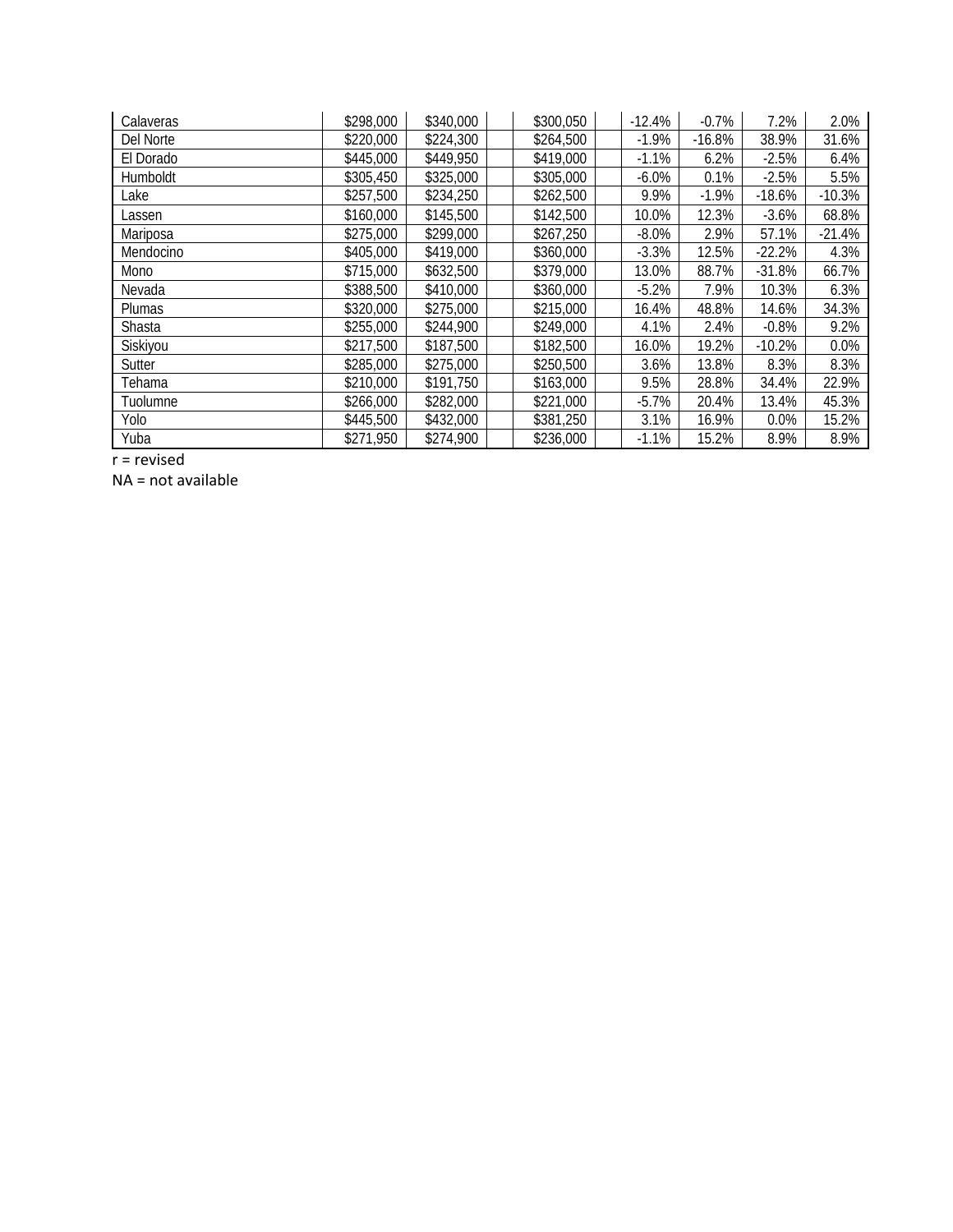| | | | | | | | | | |
|---|---|---|---|---|---|---|---|---|---|
| Calaveras | $298,000 | $340,000 | | $300,050 | | -12.4% | -0.7% | 7.2% | 2.0% |
| Del Norte | $220,000 | $224,300 | | $264,500 | | -1.9% | -16.8% | 38.9% | 31.6% |
| El Dorado | $445,000 | $449,950 | | $419,000 | | -1.1% | 6.2% | -2.5% | 6.4% |
| Humboldt | $305,450 | $325,000 | | $305,000 | | -6.0% | 0.1% | -2.5% | 5.5% |
| Lake | $257,500 | $234,250 | | $262,500 | | 9.9% | -1.9% | -18.6% | -10.3% |
| Lassen | $160,000 | $145,500 | | $142,500 | | 10.0% | 12.3% | -3.6% | 68.8% |
| Mariposa | $275,000 | $299,000 | | $267,250 | | -8.0% | 2.9% | 57.1% | -21.4% |
| Mendocino | $405,000 | $419,000 | | $360,000 | | -3.3% | 12.5% | -22.2% | 4.3% |
| Mono | $715,000 | $632,500 | | $379,000 | | 13.0% | 88.7% | -31.8% | 66.7% |
| Nevada | $388,500 | $410,000 | | $360,000 | | -5.2% | 7.9% | 10.3% | 6.3% |
| Plumas | $320,000 | $275,000 | | $215,000 | | 16.4% | 48.8% | 14.6% | 34.3% |
| Shasta | $255,000 | $244,900 | | $249,000 | | 4.1% | 2.4% | -0.8% | 9.2% |
| Siskiyou | $217,500 | $187,500 | | $182,500 | | 16.0% | 19.2% | -10.2% | 0.0% |
| Sutter | $285,000 | $275,000 | | $250,500 | | 3.6% | 13.8% | 8.3% | 8.3% |
| Tehama | $210,000 | $191,750 | | $163,000 | | 9.5% | 28.8% | 34.4% | 22.9% |
| Tuolumne | $266,000 | $282,000 | | $221,000 | | -5.7% | 20.4% | 13.4% | 45.3% |
| Yolo | $445,500 | $432,000 | | $381,250 | | 3.1% | 16.9% | 0.0% | 15.2% |
| Yuba | $271,950 | $274,900 | | $236,000 | | -1.1% | 15.2% | 8.9% | 8.9% |

r = revised

NA = not available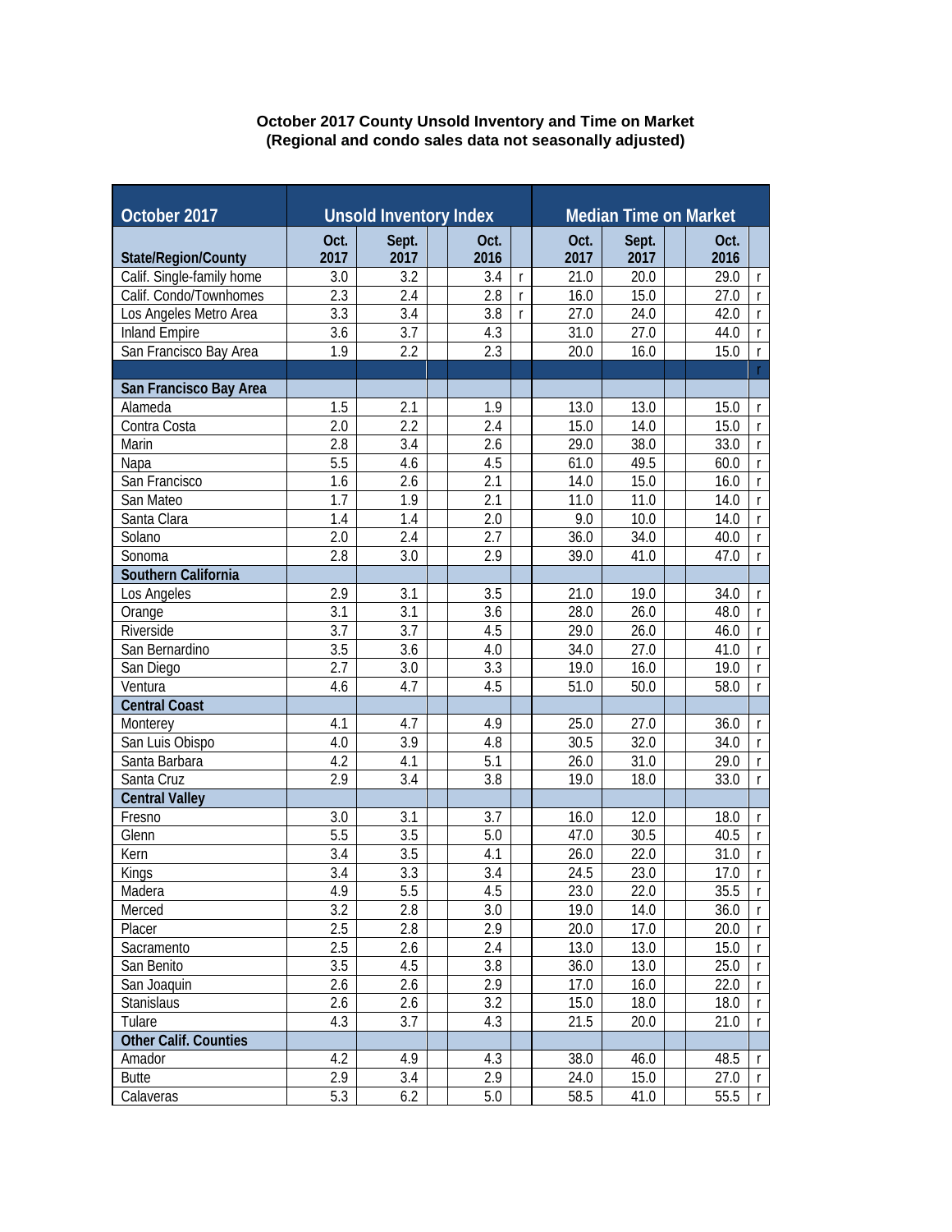**October 2017 County Unsold Inventory and Time on Market**
**(Regional and condo sales data not seasonally adjusted)**

| October 2017 | Unsold Inventory Index | | | | | Median Time on Market | | | | |
|---|---|---|---|---|---|---|---|---|---|---|
| State/Region/County | Oct. 2017 | Sept. 2017 | | Oct. 2016 | | Oct. 2017 | Sept. 2017 | | Oct. 2016 | |
| Calif. Single-family home | 3.0 | 3.2 | | 3.4 | r | 21.0 | 20.0 | | 29.0 | r |
| Calif. Condo/Townhomes | 2.3 | 2.4 | | 2.8 | r | 16.0 | 15.0 | | 27.0 | r |
| Los Angeles Metro Area | 3.3 | 3.4 | | 3.8 | r | 27.0 | 24.0 | | 42.0 | r |
| Inland Empire | 3.6 | 3.7 | | 4.3 | | 31.0 | 27.0 | | 44.0 | r |
| San Francisco Bay Area | 1.9 | 2.2 | | 2.3 | | 20.0 | 16.0 | | 15.0 | r |
| | | | | | | | | | | r |
| **San Francisco Bay Area** | | | | | | | | | | |
| Alameda | 1.5 | 2.1 | | 1.9 | | 13.0 | 13.0 | | 15.0 | r |
| Contra Costa | 2.0 | 2.2 | | 2.4 | | 15.0 | 14.0 | | 15.0 | r |
| Marin | 2.8 | 3.4 | | 2.6 | | 29.0 | 38.0 | | 33.0 | r |
| Napa | 5.5 | 4.6 | | 4.5 | | 61.0 | 49.5 | | 60.0 | r |
| San Francisco | 1.6 | 2.6 | | 2.1 | | 14.0 | 15.0 | | 16.0 | r |
| San Mateo | 1.7 | 1.9 | | 2.1 | | 11.0 | 11.0 | | 14.0 | r |
| Santa Clara | 1.4 | 1.4 | | 2.0 | | 9.0 | 10.0 | | 14.0 | r |
| Solano | 2.0 | 2.4 | | 2.7 | | 36.0 | 34.0 | | 40.0 | r |
| Sonoma | 2.8 | 3.0 | | 2.9 | | 39.0 | 41.0 | | 47.0 | r |
| **Southern California** | | | | | | | | | | |
| Los Angeles | 2.9 | 3.1 | | 3.5 | | 21.0 | 19.0 | | 34.0 | r |
| Orange | 3.1 | 3.1 | | 3.6 | | 28.0 | 26.0 | | 48.0 | r |
| Riverside | 3.7 | 3.7 | | 4.5 | | 29.0 | 26.0 | | 46.0 | r |
| San Bernardino | 3.5 | 3.6 | | 4.0 | | 34.0 | 27.0 | | 41.0 | r |
| San Diego | 2.7 | 3.0 | | 3.3 | | 19.0 | 16.0 | | 19.0 | r |
| Ventura | 4.6 | 4.7 | | 4.5 | | 51.0 | 50.0 | | 58.0 | r |
| **Central Coast** | | | | | | | | | | |
| Monterey | 4.1 | 4.7 | | 4.9 | | 25.0 | 27.0 | | 36.0 | r |
| San Luis Obispo | 4.0 | 3.9 | | 4.8 | | 30.5 | 32.0 | | 34.0 | r |
| Santa Barbara | 4.2 | 4.1 | | 5.1 | | 26.0 | 31.0 | | 29.0 | r |
| Santa Cruz | 2.9 | 3.4 | | 3.8 | | 19.0 | 18.0 | | 33.0 | r |
| **Central Valley** | | | | | | | | | | |
| Fresno | 3.0 | 3.1 | | 3.7 | | 16.0 | 12.0 | | 18.0 | r |
| Glenn | 5.5 | 3.5 | | 5.0 | | 47.0 | 30.5 | | 40.5 | r |
| Kern | 3.4 | 3.5 | | 4.1 | | 26.0 | 22.0 | | 31.0 | r |
| Kings | 3.4 | 3.3 | | 3.4 | | 24.5 | 23.0 | | 17.0 | r |
| Madera | 4.9 | 5.5 | | 4.5 | | 23.0 | 22.0 | | 35.5 | r |
| Merced | 3.2 | 2.8 | | 3.0 | | 19.0 | 14.0 | | 36.0 | r |
| Placer | 2.5 | 2.8 | | 2.9 | | 20.0 | 17.0 | | 20.0 | r |
| Sacramento | 2.5 | 2.6 | | 2.4 | | 13.0 | 13.0 | | 15.0 | r |
| San Benito | 3.5 | 4.5 | | 3.8 | | 36.0 | 13.0 | | 25.0 | r |
| San Joaquin | 2.6 | 2.6 | | 2.9 | | 17.0 | 16.0 | | 22.0 | r |
| Stanislaus | 2.6 | 2.6 | | 3.2 | | 15.0 | 18.0 | | 18.0 | r |
| Tulare | 4.3 | 3.7 | | 4.3 | | 21.5 | 20.0 | | 21.0 | r |
| **Other Calif. Counties** | | | | | | | | | | |
| Amador | 4.2 | 4.9 | | 4.3 | | 38.0 | 46.0 | | 48.5 | r |
| Butte | 2.9 | 3.4 | | 2.9 | | 24.0 | 15.0 | | 27.0 | r |
| Calaveras | 5.3 | 6.2 | | 5.0 | | 58.5 | 41.0 | | 55.5 | r |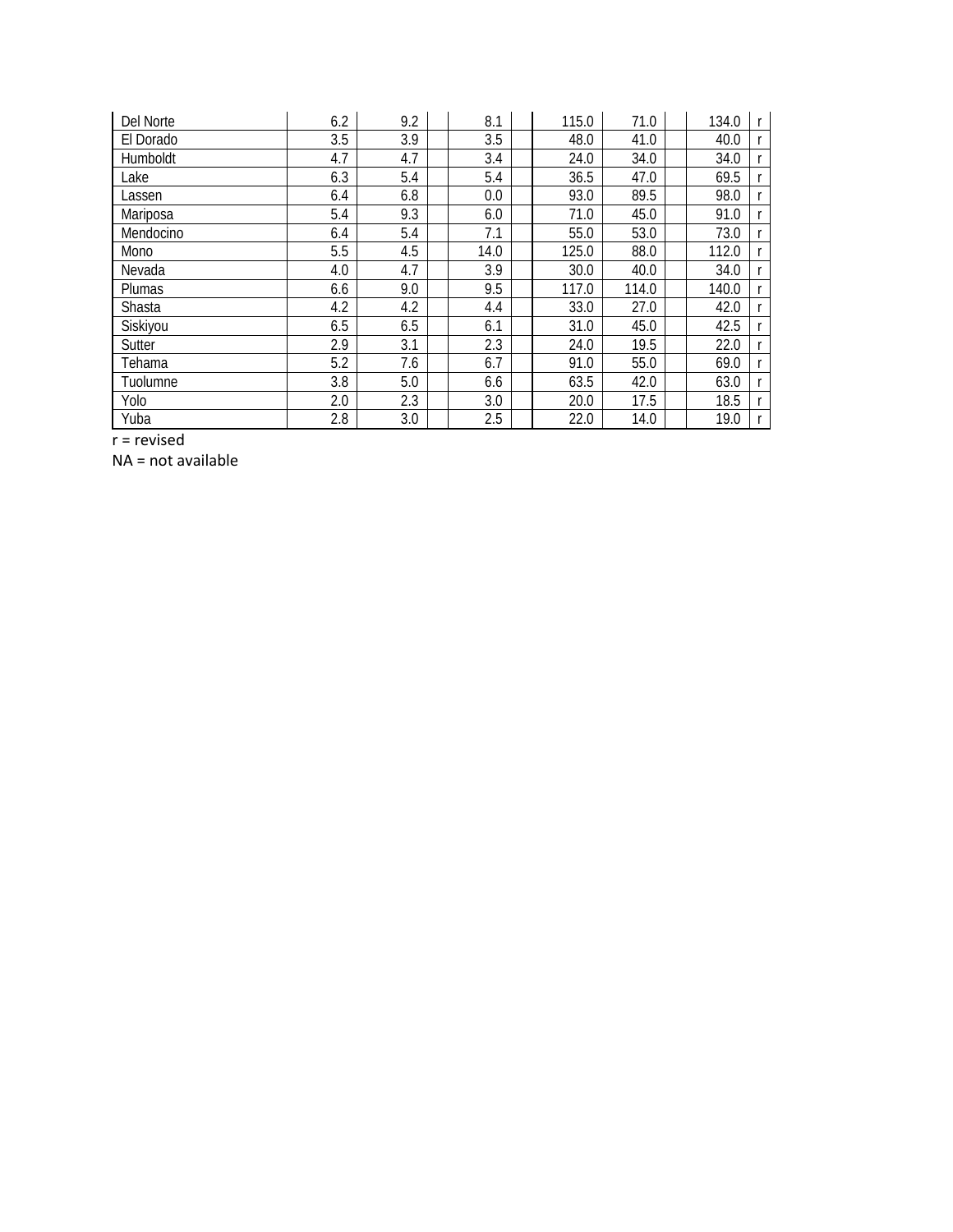| | | | | | | | | | | |
|---|---|---|---|---|---|---|---|---|---|---|
| Del Norte | 6.2 | 9.2 | | 8.1 | | 115.0 | 71.0 | | 134.0 | r |
| El Dorado | 3.5 | 3.9 | | 3.5 | | 48.0 | 41.0 | | 40.0 | r |
| Humboldt | 4.7 | 4.7 | | 3.4 | | 24.0 | 34.0 | | 34.0 | r |
| Lake | 6.3 | 5.4 | | 5.4 | | 36.5 | 47.0 | | 69.5 | r |
| Lassen | 6.4 | 6.8 | | 0.0 | | 93.0 | 89.5 | | 98.0 | r |
| Mariposa | 5.4 | 9.3 | | 6.0 | | 71.0 | 45.0 | | 91.0 | r |
| Mendocino | 6.4 | 5.4 | | 7.1 | | 55.0 | 53.0 | | 73.0 | r |
| Mono | 5.5 | 4.5 | | 14.0 | | 125.0 | 88.0 | | 112.0 | r |
| Nevada | 4.0 | 4.7 | | 3.9 | | 30.0 | 40.0 | | 34.0 | r |
| Plumas | 6.6 | 9.0 | | 9.5 | | 117.0 | 114.0 | | 140.0 | r |
| Shasta | 4.2 | 4.2 | | 4.4 | | 33.0 | 27.0 | | 42.0 | r |
| Siskiyou | 6.5 | 6.5 | | 6.1 | | 31.0 | 45.0 | | 42.5 | r |
| Sutter | 2.9 | 3.1 | | 2.3 | | 24.0 | 19.5 | | 22.0 | r |
| Tehama | 5.2 | 7.6 | | 6.7 | | 91.0 | 55.0 | | 69.0 | r |
| Tuolumne | 3.8 | 5.0 | | 6.6 | | 63.5 | 42.0 | | 63.0 | r |
| Yolo | 2.0 | 2.3 | | 3.0 | | 20.0 | 17.5 | | 18.5 | r |
| Yuba | 2.8 | 3.0 | | 2.5 | | 22.0 | 14.0 | | 19.0 | r |

r = revised

NA = not available